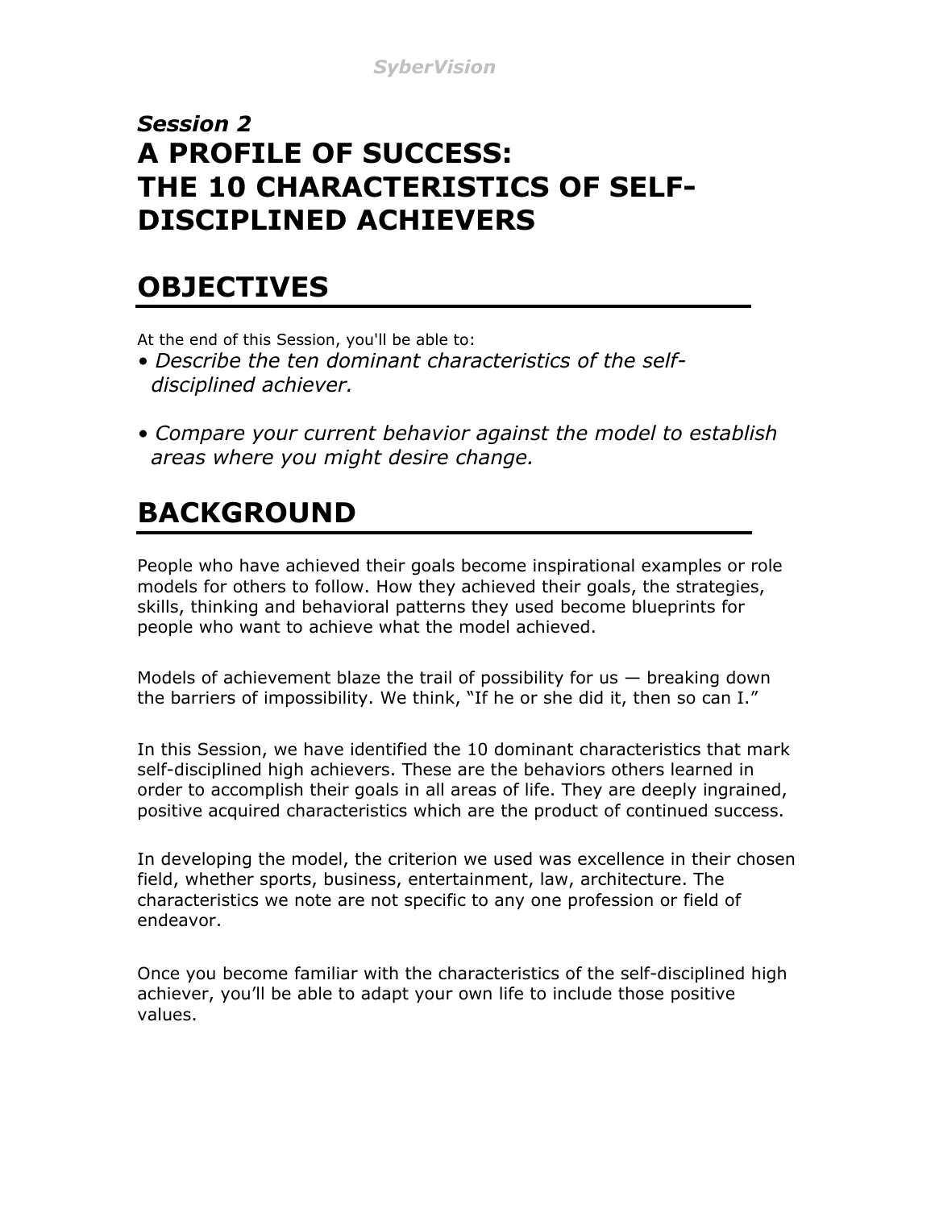*Session 2*

# A PROFILE OF SUCCESS: THE 10 CHARACTERISTICS OF SELF-DISCIPLINED ACHIEVERS

## OBJECTIVES

At the end of this Session, you'll be able to:

- *Describe the ten dominant characteristics of the self-disciplined achiever.*

- *Compare your current behavior against the model to establish areas where you might desire change.*

## BACKGROUND

People who have achieved their goals become inspirational examples or role models for others to follow. How they achieved their goals, the strategies, skills, thinking and behavioral patterns they used become blueprints for people who want to achieve what the model achieved.

Models of achievement blaze the trail of possibility for us — breaking down the barriers of impossibility. We think, "If he or she did it, then so can I."

In this Session, we have identified the 10 dominant characteristics that mark self-disciplined high achievers. These are the behaviors others learned in order to accomplish their goals in all areas of life. They are deeply ingrained, positive acquired characteristics which are the product of continued success.

In developing the model, the criterion we used was excellence in their chosen field, whether sports, business, entertainment, law, architecture. The characteristics we note are not specific to any one profession or field of endeavor.

Once you become familiar with the characteristics of the self-disciplined high achiever, you'll be able to adapt your own life to include those positive values.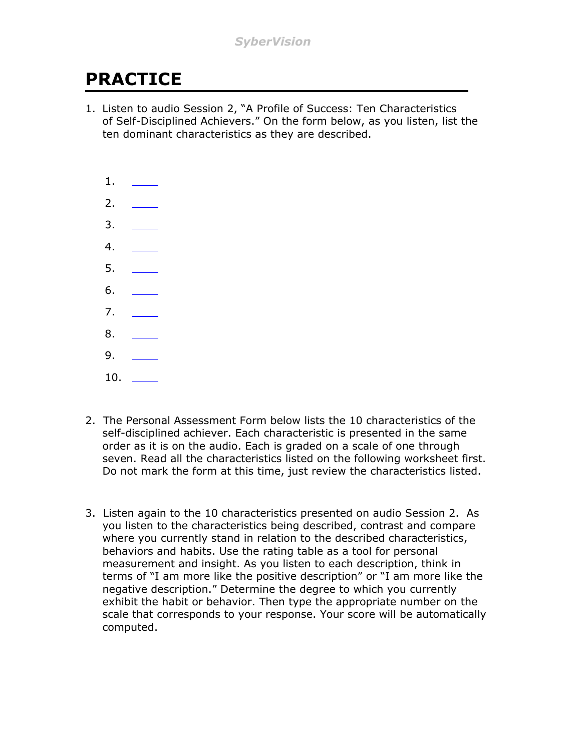# PRACTICE

1. Listen to audio Session 2, “A Profile of Success: Ten Characteristics of Self-Disciplined Achievers.” On the form below, as you listen, list the ten dominant characteristics as they are described.

    1. ____
    2. ____
    3. ____
    4. ____
    5. ____
    6. ____
    7. ____
    8. ____
    9. ____
    10. ____

2. The Personal Assessment Form below lists the 10 characteristics of the self-disciplined achiever. Each characteristic is presented in the same order as it is on the audio. Each is graded on a scale of one through seven. Read all the characteristics listed on the following worksheet first. Do not mark the form at this time, just review the characteristics listed.

3. Listen again to the 10 characteristics presented on audio Session 2. As you listen to the characteristics being described, contrast and compare where you currently stand in relation to the described characteristics, behaviors and habits. Use the rating table as a tool for personal measurement and insight. As you listen to each description, think in terms of “I am more like the positive description” or “I am more like the negative description.” Determine the degree to which you currently exhibit the habit or behavior. Then type the appropriate number on the scale that corresponds to your response. Your score will be automatically computed.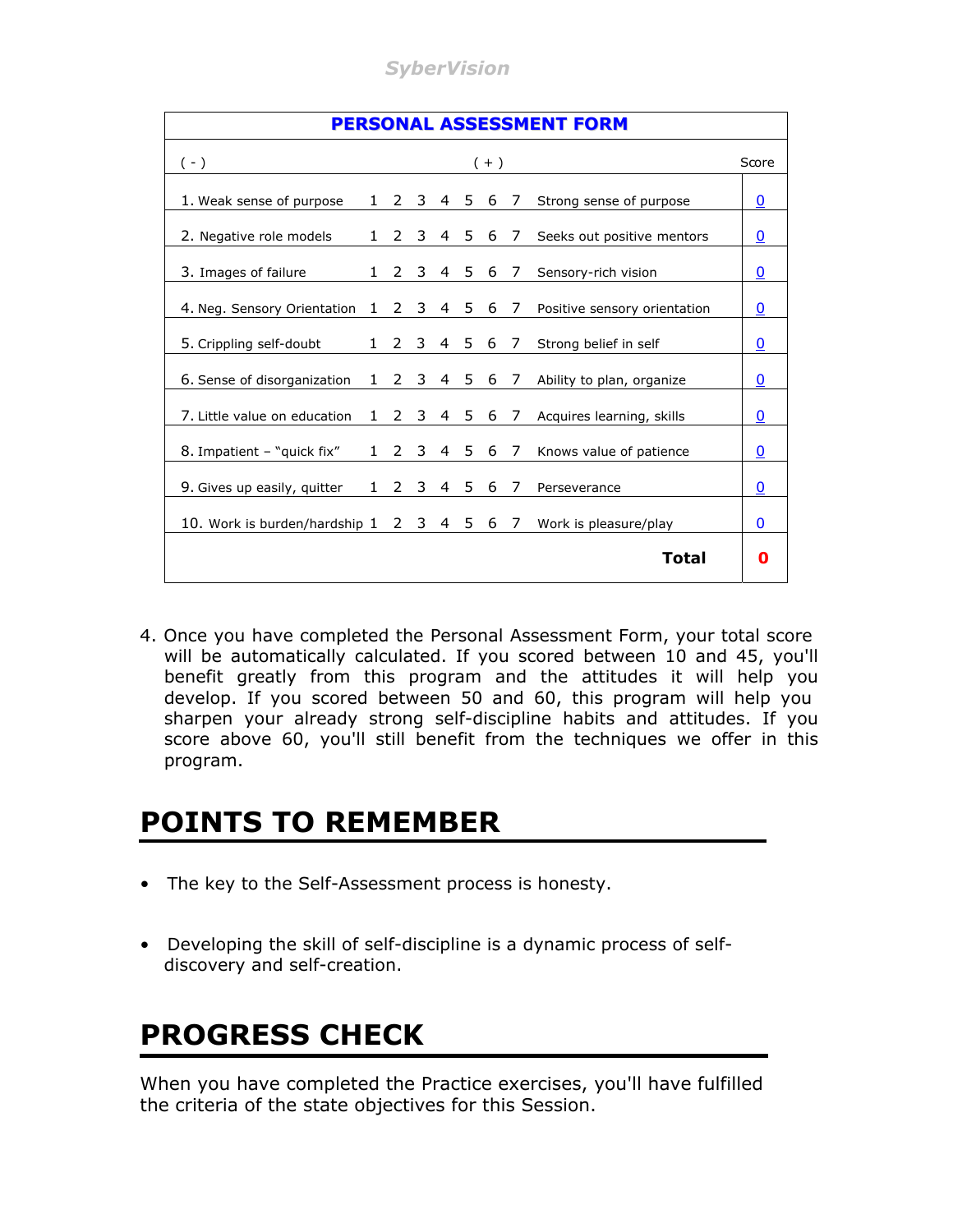| PERSONAL ASSESSMENT FORM | | | | | | | | | |
|---|---|---|---|---|---|---|---|---|---|
| ( - ) | | | | ( + ) | | | | | Score |
| 1. Weak sense of purpose | 1 | 2 | 3 | 4 | 5 | 6 | 7 | Strong sense of purpose | 0 |
| 2. Negative role models | 1 | 2 | 3 | 4 | 5 | 6 | 7 | Seeks out positive mentors | 0 |
| 3. Images of failure | 1 | 2 | 3 | 4 | 5 | 6 | 7 | Sensory-rich vision | 0 |
| 4. Neg. Sensory Orientation | 1 | 2 | 3 | 4 | 5 | 6 | 7 | Positive sensory orientation | 0 |
| 5. Crippling self-doubt | 1 | 2 | 3 | 4 | 5 | 6 | 7 | Strong belief in self | 0 |
| 6. Sense of disorganization | 1 | 2 | 3 | 4 | 5 | 6 | 7 | Ability to plan, organize | 0 |
| 7. Little value on education | 1 | 2 | 3 | 4 | 5 | 6 | 7 | Acquires learning, skills | 0 |
| 8. Impatient – "quick fix" | 1 | 2 | 3 | 4 | 5 | 6 | 7 | Knows value of patience | 0 |
| 9. Gives up easily, quitter | 1 | 2 | 3 | 4 | 5 | 6 | 7 | Perseverance | 0 |
| 10. Work is burden/hardship | 1 | 2 | 3 | 4 | 5 | 6 | 7 | Work is pleasure/play | 0 |
| | | | | | | | | **Total** | **0** |

4. Once you have completed the Personal Assessment Form, your total score will be automatically calculated. If you scored between 10 and 45, you'll benefit greatly from this program and the attitudes it will help you develop. If you scored between 50 and 60, this program will help you sharpen your already strong self-discipline habits and attitudes. If you score above 60, you'll still benefit from the techniques we offer in this program.

# POINTS TO REMEMBER

- The key to the Self-Assessment process is honesty.
- Developing the skill of self-discipline is a dynamic process of self-discovery and self-creation.

# PROGRESS CHECK

When you have completed the Practice exercises, you'll have fulfilled the criteria of the state objectives for this Session.